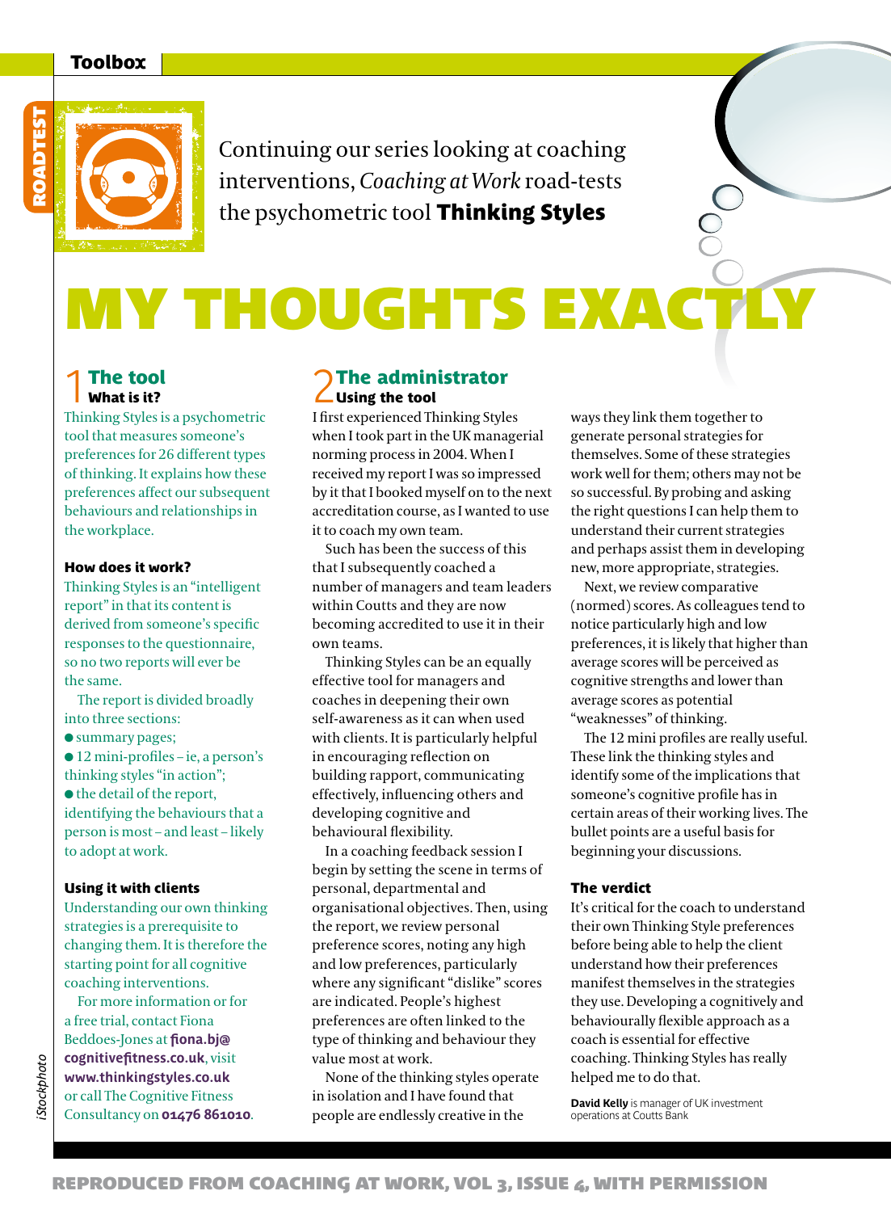Toolbox

ROADTEST

Continuing our series looking at coaching interventions, *Coaching at Work* road-tests the psychometric tool **Thinking Styles**

# MY THOUGHTS EXACTLY

## 1 The tool

### What is it?

Thinking Styles is a psychometric tool that measures someone's preferences for 26 different types of thinking. It explains how these preferences affect our subsequent behaviours and relationships in the workplace.

### How does it work?

Thinking Styles is an "intelligent report" in that its content is derived from someone's specific responses to the questionnaire, so no two reports will ever be the same.

The report is divided broadly into three sections:

- summary pages;
- 12 mini-profiles – ie, a person's thinking styles "in action";
- the detail of the report, identifying the behaviours that a person is most – and least – likely to adopt at work.

### Using it with clients

Understanding our own thinking strategies is a prerequisite to changing them. It is therefore the starting point for all cognitive coaching interventions.

For more information or for a free trial, contact Fiona Beddoes-Jones at **fiona.bj@cognitivefitness.co.uk**, visit **www.thinkingstyles.co.uk** or call The Cognitive Fitness Consultancy on **01476 861010**.

## 2 The administrator

### Using the tool

I first experienced Thinking Styles when I took part in the UK managerial norming process in 2004. When I received my report I was so impressed by it that I booked myself on to the next accreditation course, as I wanted to use it to coach my own team.

Such has been the success of this that I subsequently coached a number of managers and team leaders within Coutts and they are now becoming accredited to use it in their own teams.

Thinking Styles can be an equally effective tool for managers and coaches in deepening their own self-awareness as it can when used with clients. It is particularly helpful in encouraging reflection on building rapport, communicating effectively, influencing others and developing cognitive and behavioural flexibility.

In a coaching feedback session I begin by setting the scene in terms of personal, departmental and organisational objectives. Then, using the report, we review personal preference scores, noting any high and low preferences, particularly where any significant "dislike" scores are indicated. People's highest preferences are often linked to the type of thinking and behaviour they value most at work.

None of the thinking styles operate in isolation and I have found that people are endlessly creative in the ways they link them together to generate personal strategies for themselves. Some of these strategies work well for them; others may not be so successful. By probing and asking the right questions I can help them to understand their current strategies and perhaps assist them in developing new, more appropriate, strategies.

Next, we review comparative (normed) scores. As colleagues tend to notice particularly high and low preferences, it is likely that higher than average scores will be perceived as cognitive strengths and lower than average scores as potential "weaknesses" of thinking.

The 12 mini profiles are really useful. These link the thinking styles and identify some of the implications that someone's cognitive profile has in certain areas of their working lives. The bullet points are a useful basis for beginning your discussions.

### The verdict

It's critical for the coach to understand their own Thinking Style preferences before being able to help the client understand how their preferences manifest themselves in the strategies they use. Developing a cognitively and behaviourally flexible approach as a coach is essential for effective coaching. Thinking Styles has really helped me to do that.

**David Kelly** is manager of UK investment operations at Coutts Bank

*iStockphoto*

REPRODUCED FROM COACHING AT WORK, VOL 3, ISSUE 4, WITH PERMISSION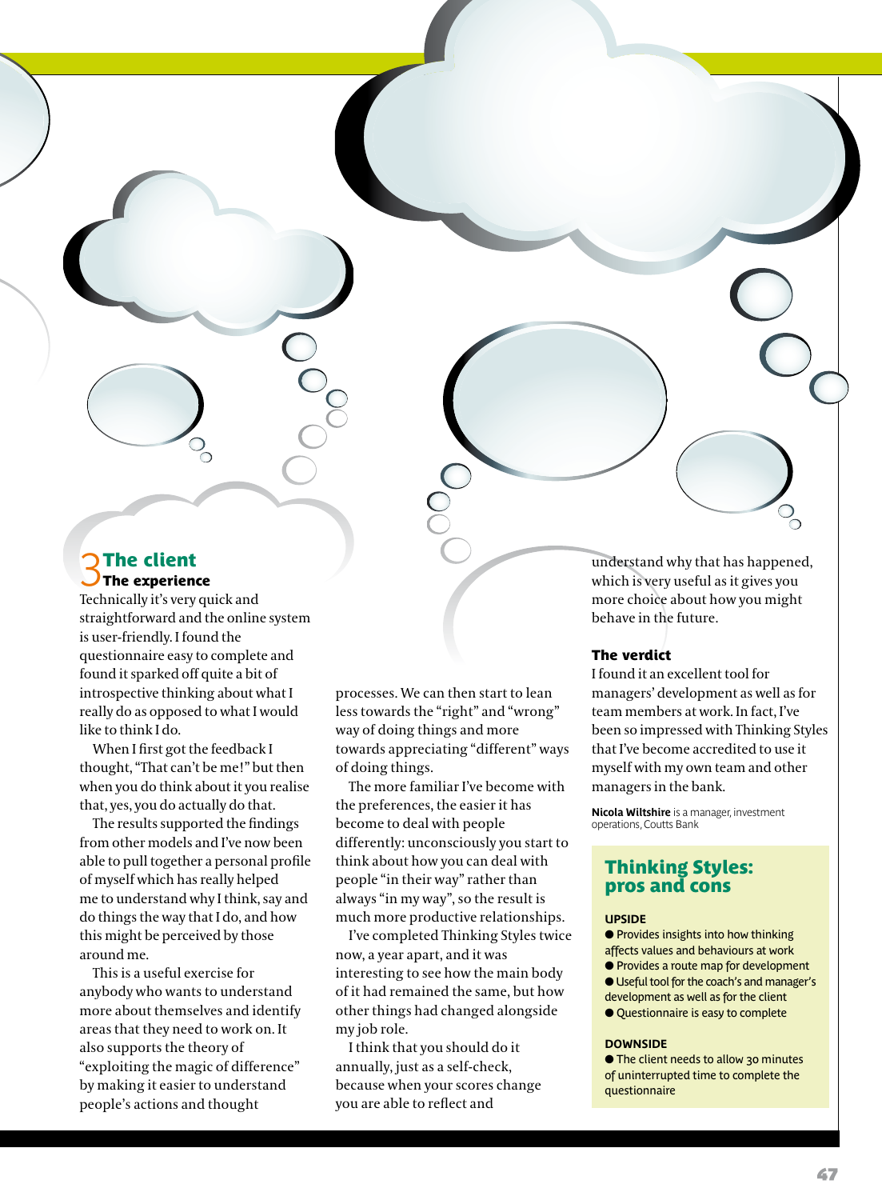## 3 The client

### The experience

Technically it's very quick and straightforward and the online system is user-friendly. I found the questionnaire easy to complete and found it sparked off quite a bit of introspective thinking about what I really do as opposed to what I would like to think I do.

When I first got the feedback I thought, "That can't be me!" but then when you do think about it you realise that, yes, you do actually do that.

The results supported the findings from other models and I've now been able to pull together a personal profile of myself which has really helped me to understand why I think, say and do things the way that I do, and how this might be perceived by those around me.

This is a useful exercise for anybody who wants to understand more about themselves and identify areas that they need to work on. It also supports the theory of "exploiting the magic of difference" by making it easier to understand people's actions and thought processes. We can then start to lean less towards the "right" and "wrong" way of doing things and more towards appreciating "different" ways of doing things.

The more familiar I've become with the preferences, the easier it has become to deal with people differently: unconsciously you start to think about how you can deal with people "in their way" rather than always "in my way", so the result is much more productive relationships.

I've completed Thinking Styles twice now, a year apart, and it was interesting to see how the main body of it had remained the same, but how other things had changed alongside my job role.

I think that you should do it annually, just as a self-check, because when your scores change you are able to reflect and understand why that has happened, which is very useful as it gives you more choice about how you might behave in the future.

### The verdict

I found it an excellent tool for managers' development as well as for team members at work. In fact, I've been so impressed with Thinking Styles that I've become accredited to use it myself with my own team and other managers in the bank.

**Nicola Wiltshire** is a manager, investment operations, Coutts Bank

## Thinking Styles: pros and cons

**UPSIDE**

- Provides insights into how thinking affects values and behaviours at work
- Provides a route map for development
- Useful tool for the coach's and manager's development as well as for the client
- Questionnaire is easy to complete

**DOWNSIDE**

- The client needs to allow 30 minutes of uninterrupted time to complete the questionnaire